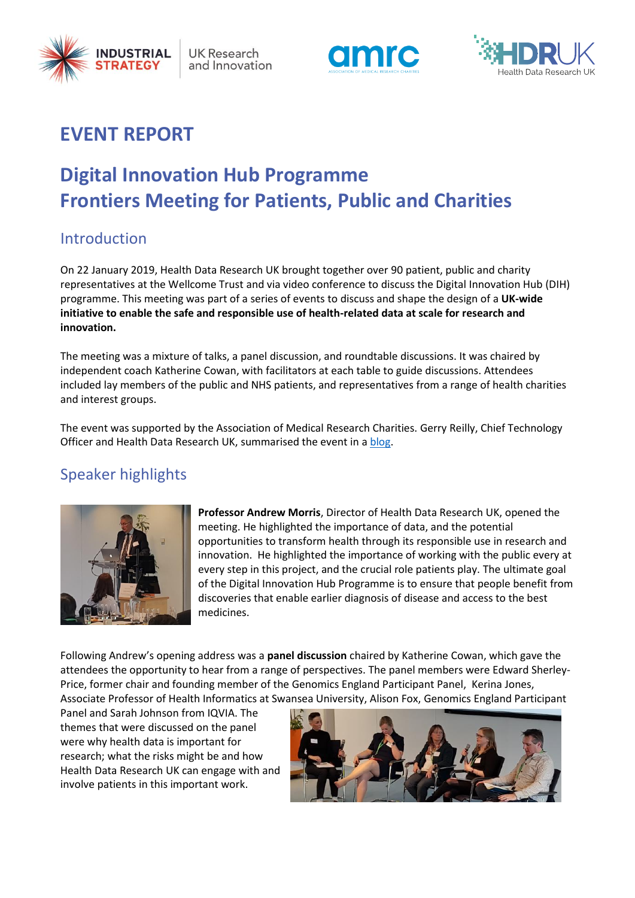# EVENT REPORT

# Digital Innovation Hub Programme
# Frontiers Meeting for Patients, Public and Charities

## Introduction

On 22 January 2019, Health Data Research UK brought together over 90 patient, public and charity representatives at the Wellcome Trust and via video conference to discuss the Digital Innovation Hub (DIH) programme. This meeting was part of a series of events to discuss and shape the design of a **UK-wide initiative to enable the safe and responsible use of health-related data at scale for research and innovation.**

The meeting was a mixture of talks, a panel discussion, and roundtable discussions. It was chaired by independent coach Katherine Cowan, with facilitators at each table to guide discussions. Attendees included lay members of the public and NHS patients, and representatives from a range of health charities and interest groups.

The event was supported by the Association of Medical Research Charities. Gerry Reilly, Chief Technology Officer and Health Data Research UK, summarised the event in a blog.

## Speaker highlights

**Professor Andrew Morris**, Director of Health Data Research UK, opened the meeting. He highlighted the importance of data, and the potential opportunities to transform health through its responsible use in research and innovation. He highlighted the importance of working with the public every at every step in this project, and the crucial role patients play. The ultimate goal of the Digital Innovation Hub Programme is to ensure that people benefit from discoveries that enable earlier diagnosis of disease and access to the best medicines.

Following Andrew's opening address was a **panel discussion** chaired by Katherine Cowan, which gave the attendees the opportunity to hear from a range of perspectives. The panel members were Edward Sherley-Price, former chair and founding member of the Genomics England Participant Panel, Kerina Jones, Associate Professor of Health Informatics at Swansea University, Alison Fox, Genomics England Participant Panel and Sarah Johnson from IQVIA. The themes that were discussed on the panel were why health data is important for research; what the risks might be and how Health Data Research UK can engage with and involve patients in this important work.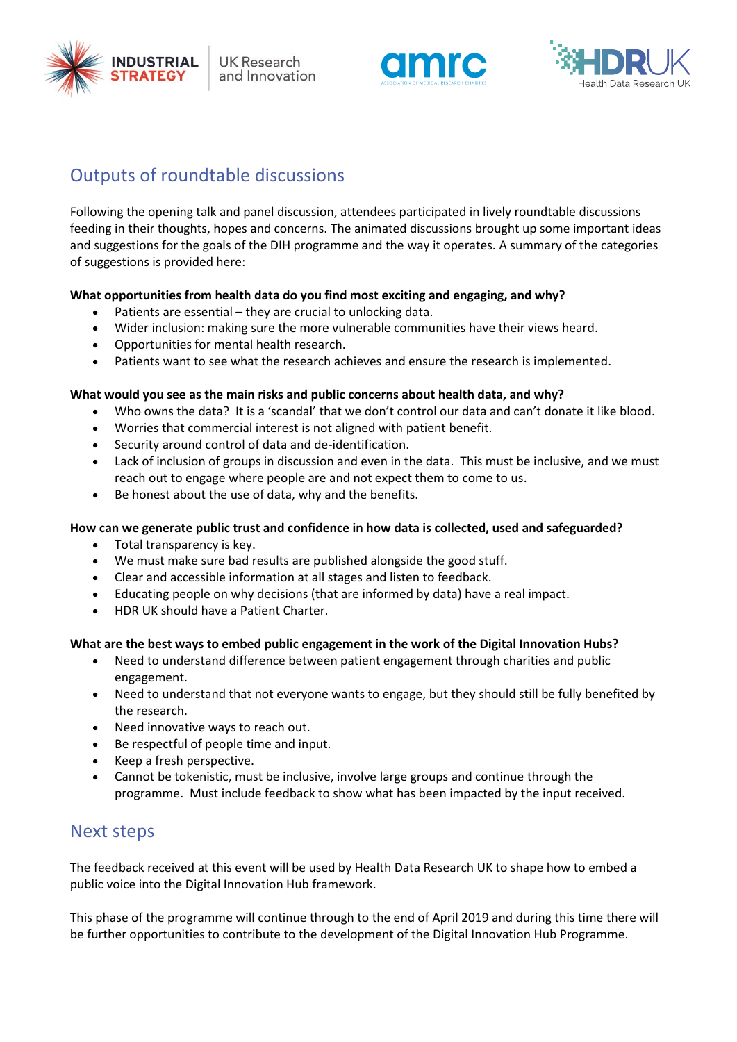## Outputs of roundtable discussions

Following the opening talk and panel discussion, attendees participated in lively roundtable discussions feeding in their thoughts, hopes and concerns. The animated discussions brought up some important ideas and suggestions for the goals of the DIH programme and the way it operates. A summary of the categories of suggestions is provided here:

**What opportunities from health data do you find most exciting and engaging, and why?**

- Patients are essential – they are crucial to unlocking data.
- Wider inclusion: making sure the more vulnerable communities have their views heard.
- Opportunities for mental health research.
- Patients want to see what the research achieves and ensure the research is implemented.

**What would you see as the main risks and public concerns about health data, and why?**

- Who owns the data? It is a 'scandal' that we don't control our data and can't donate it like blood.
- Worries that commercial interest is not aligned with patient benefit.
- Security around control of data and de-identification.
- Lack of inclusion of groups in discussion and even in the data. This must be inclusive, and we must reach out to engage where people are and not expect them to come to us.
- Be honest about the use of data, why and the benefits.

**How can we generate public trust and confidence in how data is collected, used and safeguarded?**

- Total transparency is key.
- We must make sure bad results are published alongside the good stuff.
- Clear and accessible information at all stages and listen to feedback.
- Educating people on why decisions (that are informed by data) have a real impact.
- HDR UK should have a Patient Charter.

**What are the best ways to embed public engagement in the work of the Digital Innovation Hubs?**

- Need to understand difference between patient engagement through charities and public engagement.
- Need to understand that not everyone wants to engage, but they should still be fully benefited by the research.
- Need innovative ways to reach out.
- Be respectful of people time and input.
- Keep a fresh perspective.
- Cannot be tokenistic, must be inclusive, involve large groups and continue through the programme. Must include feedback to show what has been impacted by the input received.

## Next steps

The feedback received at this event will be used by Health Data Research UK to shape how to embed a public voice into the Digital Innovation Hub framework.

This phase of the programme will continue through to the end of April 2019 and during this time there will be further opportunities to contribute to the development of the Digital Innovation Hub Programme.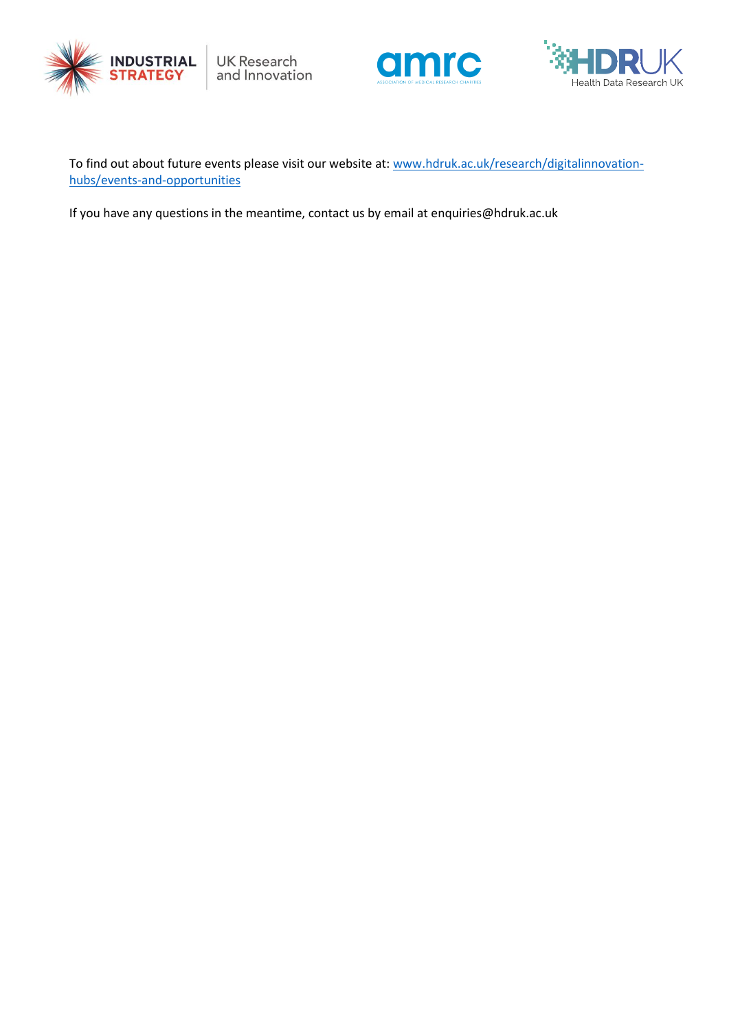To find out about future events please visit our website at: [www.hdruk.ac.uk/research/digitalinnovation-hubs/events-and-opportunities](http://www.hdruk.ac.uk/research/digitalinnovation-hubs/events-and-opportunities)

If you have any questions in the meantime, contact us by email at enquiries@hdruk.ac.uk